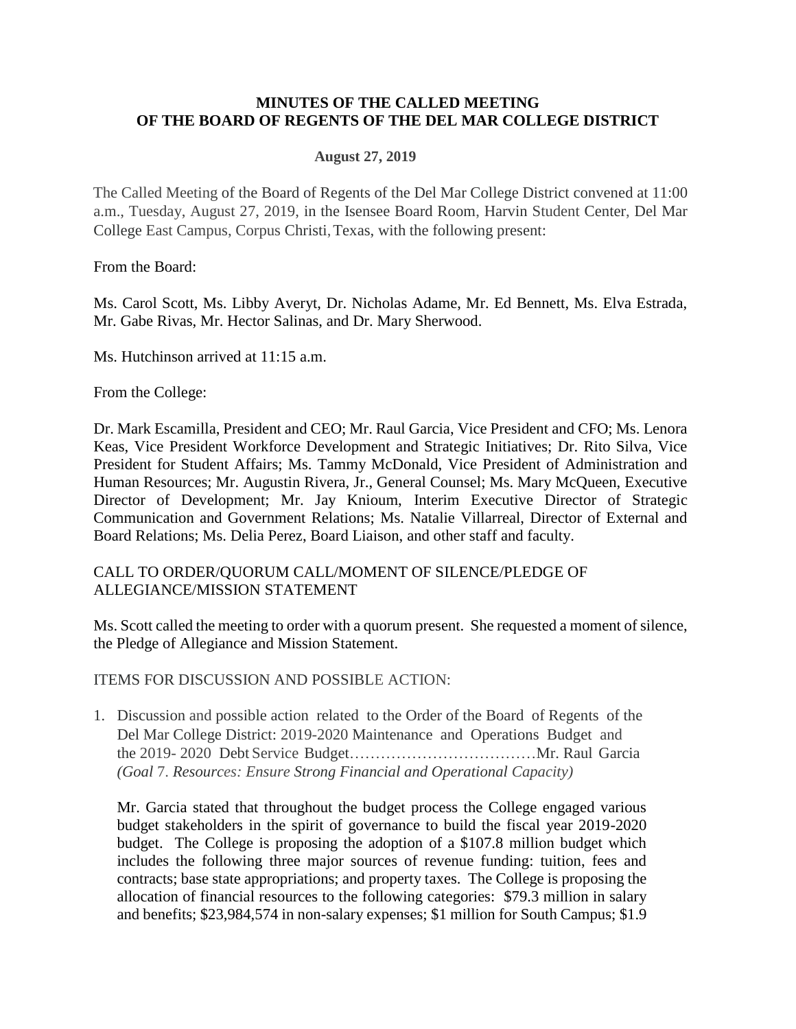**MINUTES OF THE CALLED MEETING**
**OF THE BOARD OF REGENTS OF THE DEL MAR COLLEGE DISTRICT**

**August 27, 2019**

The Called Meeting of the Board of Regents of the Del Mar College District convened at 11:00 a.m., Tuesday, August 27, 2019, in the Isensee Board Room, Harvin Student Center, Del Mar College East Campus, Corpus Christi, Texas, with the following present:

From the Board:

Ms. Carol Scott, Ms. Libby Averyt, Dr. Nicholas Adame, Mr. Ed Bennett, Ms. Elva Estrada, Mr. Gabe Rivas, Mr. Hector Salinas, and Dr. Mary Sherwood.

Ms. Hutchinson arrived at 11:15 a.m.

From the College:

Dr. Mark Escamilla, President and CEO; Mr. Raul Garcia, Vice President and CFO; Ms. Lenora Keas, Vice President Workforce Development and Strategic Initiatives; Dr. Rito Silva, Vice President for Student Affairs; Ms. Tammy McDonald, Vice President of Administration and Human Resources; Mr. Augustin Rivera, Jr., General Counsel; Ms. Mary McQueen, Executive Director of Development; Mr. Jay Knioum, Interim Executive Director of Strategic Communication and Government Relations; Ms. Natalie Villarreal, Director of External and Board Relations; Ms. Delia Perez, Board Liaison, and other staff and faculty.

CALL TO ORDER/QUORUM CALL/MOMENT OF SILENCE/PLEDGE OF ALLEGIANCE/MISSION STATEMENT

Ms. Scott called the meeting to order with a quorum present. She requested a moment of silence, the Pledge of Allegiance and Mission Statement.

ITEMS FOR DISCUSSION AND POSSIBLE ACTION:

1. Discussion and possible action related to the Order of the Board of Regents of the Del Mar College District: 2019-2020 Maintenance and Operations Budget and the 2019- 2020 Debt Service Budget………………………………Mr. Raul Garcia
   *(Goal 7. Resources: Ensure Strong Financial and Operational Capacity)*

   Mr. Garcia stated that throughout the budget process the College engaged various budget stakeholders in the spirit of governance to build the fiscal year 2019-2020 budget. The College is proposing the adoption of a $107.8 million budget which includes the following three major sources of revenue funding: tuition, fees and contracts; base state appropriations; and property taxes. The College is proposing the allocation of financial resources to the following categories: $79.3 million in salary and benefits; $23,984,574 in non-salary expenses; $1 million for South Campus; $1.9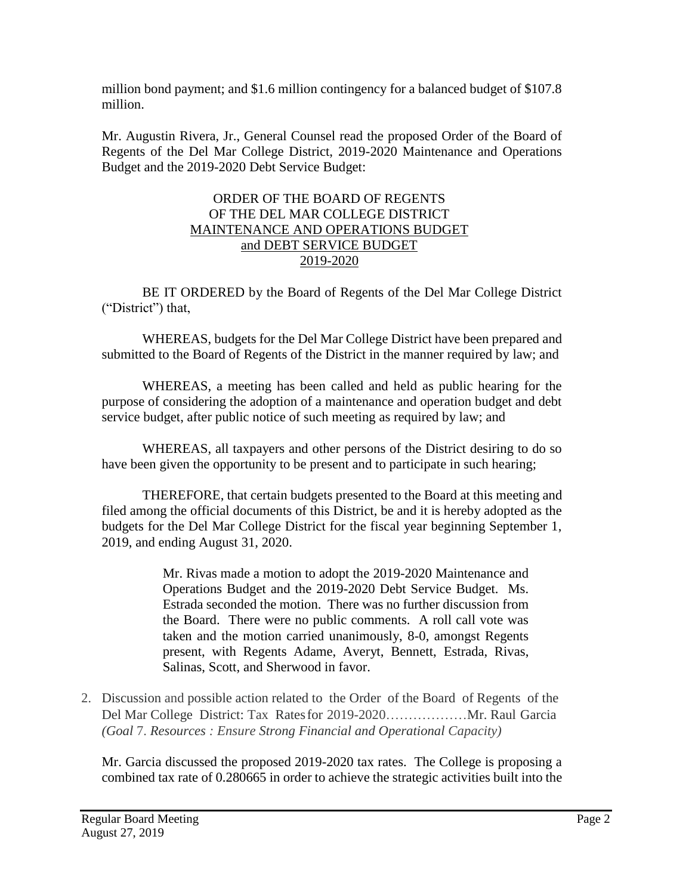million bond payment; and \$1.6 million contingency for a balanced budget of \$107.8 million.

Mr. Augustin Rivera, Jr., General Counsel read the proposed Order of the Board of Regents of the Del Mar College District, 2019-2020 Maintenance and Operations Budget and the 2019-2020 Debt Service Budget:

ORDER OF THE BOARD OF REGENTS
OF THE DEL MAR COLLEGE DISTRICT
MAINTENANCE AND OPERATIONS BUDGET
and DEBT SERVICE BUDGET
2019-2020

BE IT ORDERED by the Board of Regents of the Del Mar College District ("District") that,

WHEREAS, budgets for the Del Mar College District have been prepared and submitted to the Board of Regents of the District in the manner required by law; and

WHEREAS, a meeting has been called and held as public hearing for the purpose of considering the adoption of a maintenance and operation budget and debt service budget, after public notice of such meeting as required by law; and

WHEREAS, all taxpayers and other persons of the District desiring to do so have been given the opportunity to be present and to participate in such hearing;

THEREFORE, that certain budgets presented to the Board at this meeting and filed among the official documents of this District, be and it is hereby adopted as the budgets for the Del Mar College District for the fiscal year beginning September 1, 2019, and ending August 31, 2020.

> Mr. Rivas made a motion to adopt the 2019-2020 Maintenance and Operations Budget and the 2019-2020 Debt Service Budget. Ms. Estrada seconded the motion. There was no further discussion from the Board. There were no public comments. A roll call vote was taken and the motion carried unanimously, 8-0, amongst Regents present, with Regents Adame, Averyt, Bennett, Estrada, Rivas, Salinas, Scott, and Sherwood in favor.

2. Discussion and possible action related to the Order of the Board of Regents of the Del Mar College District: Tax Rates for 2019-2020………………Mr. Raul Garcia
*(Goal 7. Resources : Ensure Strong Financial and Operational Capacity)*

Mr. Garcia discussed the proposed 2019-2020 tax rates. The College is proposing a combined tax rate of 0.280665 in order to achieve the strategic activities built into the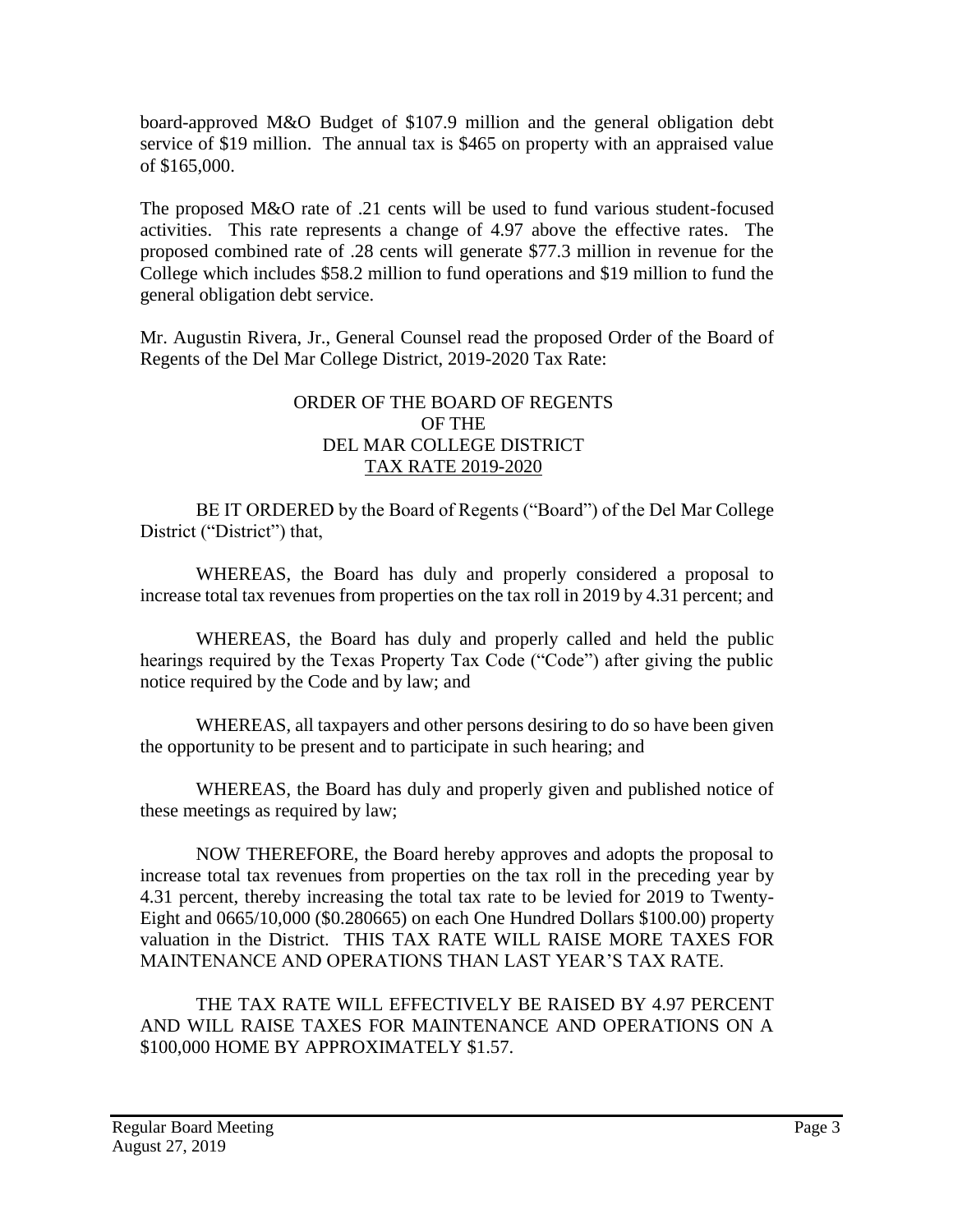board-approved M&O Budget of $107.9 million and the general obligation debt service of $19 million. The annual tax is $465 on property with an appraised value of $165,000.

The proposed M&O rate of .21 cents will be used to fund various student-focused activities. This rate represents a change of 4.97 above the effective rates. The proposed combined rate of .28 cents will generate $77.3 million in revenue for the College which includes $58.2 million to fund operations and $19 million to fund the general obligation debt service.

Mr. Augustin Rivera, Jr., General Counsel read the proposed Order of the Board of Regents of the Del Mar College District, 2019-2020 Tax Rate:

ORDER OF THE BOARD OF REGENTS
OF THE
DEL MAR COLLEGE DISTRICT
TAX RATE 2019-2020

BE IT ORDERED by the Board of Regents ("Board") of the Del Mar College District ("District") that,

WHEREAS, the Board has duly and properly considered a proposal to increase total tax revenues from properties on the tax roll in 2019 by 4.31 percent; and

WHEREAS, the Board has duly and properly called and held the public hearings required by the Texas Property Tax Code ("Code") after giving the public notice required by the Code and by law; and

WHEREAS, all taxpayers and other persons desiring to do so have been given the opportunity to be present and to participate in such hearing; and

WHEREAS, the Board has duly and properly given and published notice of these meetings as required by law;

NOW THEREFORE, the Board hereby approves and adopts the proposal to increase total tax revenues from properties on the tax roll in the preceding year by 4.31 percent, thereby increasing the total tax rate to be levied for 2019 to Twenty-Eight and 0665/10,000 ($0.280665) on each One Hundred Dollars $100.00) property valuation in the District. THIS TAX RATE WILL RAISE MORE TAXES FOR MAINTENANCE AND OPERATIONS THAN LAST YEAR'S TAX RATE.

THE TAX RATE WILL EFFECTIVELY BE RAISED BY 4.97 PERCENT AND WILL RAISE TAXES FOR MAINTENANCE AND OPERATIONS ON A $100,000 HOME BY APPROXIMATELY $1.57.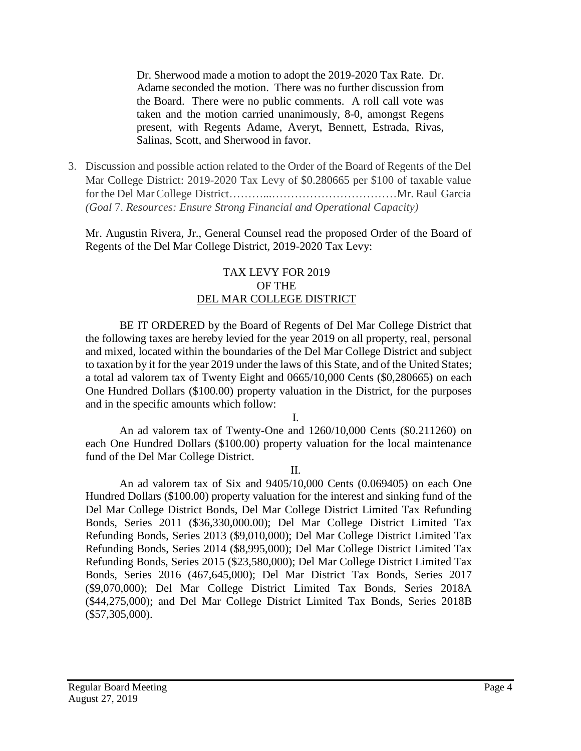Dr. Sherwood made a motion to adopt the 2019-2020 Tax Rate. Dr. Adame seconded the motion. There was no further discussion from the Board. There were no public comments. A roll call vote was taken and the motion carried unanimously, 8-0, amongst Regens present, with Regents Adame, Averyt, Bennett, Estrada, Rivas, Salinas, Scott, and Sherwood in favor.

3. Discussion and possible action related to the Order of the Board of Regents of the Del Mar College District: 2019-2020 Tax Levy of $0.280665 per $100 of taxable value for the Del Mar College District………..……………………………Mr. Raul Garcia *(Goal 7. Resources: Ensure Strong Financial and Operational Capacity)*

Mr. Augustin Rivera, Jr., General Counsel read the proposed Order of the Board of Regents of the Del Mar College District, 2019-2020 Tax Levy:

TAX LEVY FOR 2019
OF THE
<u>DEL MAR COLLEGE DISTRICT</u>

BE IT ORDERED by the Board of Regents of Del Mar College District that the following taxes are hereby levied for the year 2019 on all property, real, personal and mixed, located within the boundaries of the Del Mar College District and subject to taxation by it for the year 2019 under the laws of this State, and of the United States; a total ad valorem tax of Twenty Eight and 0665/10,000 Cents ($0,280665) on each One Hundred Dollars ($100.00) property valuation in the District, for the purposes and in the specific amounts which follow:

I.

An ad valorem tax of Twenty-One and 1260/10,000 Cents ($0.211260) on each One Hundred Dollars ($100.00) property valuation for the local maintenance fund of the Del Mar College District.

II.

An ad valorem tax of Six and 9405/10,000 Cents (0.069405) on each One Hundred Dollars ($100.00) property valuation for the interest and sinking fund of the Del Mar College District Bonds, Del Mar College District Limited Tax Refunding Bonds, Series 2011 ($36,330,000.00); Del Mar College District Limited Tax Refunding Bonds, Series 2013 ($9,010,000); Del Mar College District Limited Tax Refunding Bonds, Series 2014 ($8,995,000); Del Mar College District Limited Tax Refunding Bonds, Series 2015 ($23,580,000); Del Mar College District Limited Tax Bonds, Series 2016 (467,645,000); Del Mar District Tax Bonds, Series 2017 ($9,070,000); Del Mar College District Limited Tax Bonds, Series 2018A ($44,275,000); and Del Mar College District Limited Tax Bonds, Series 2018B ($57,305,000).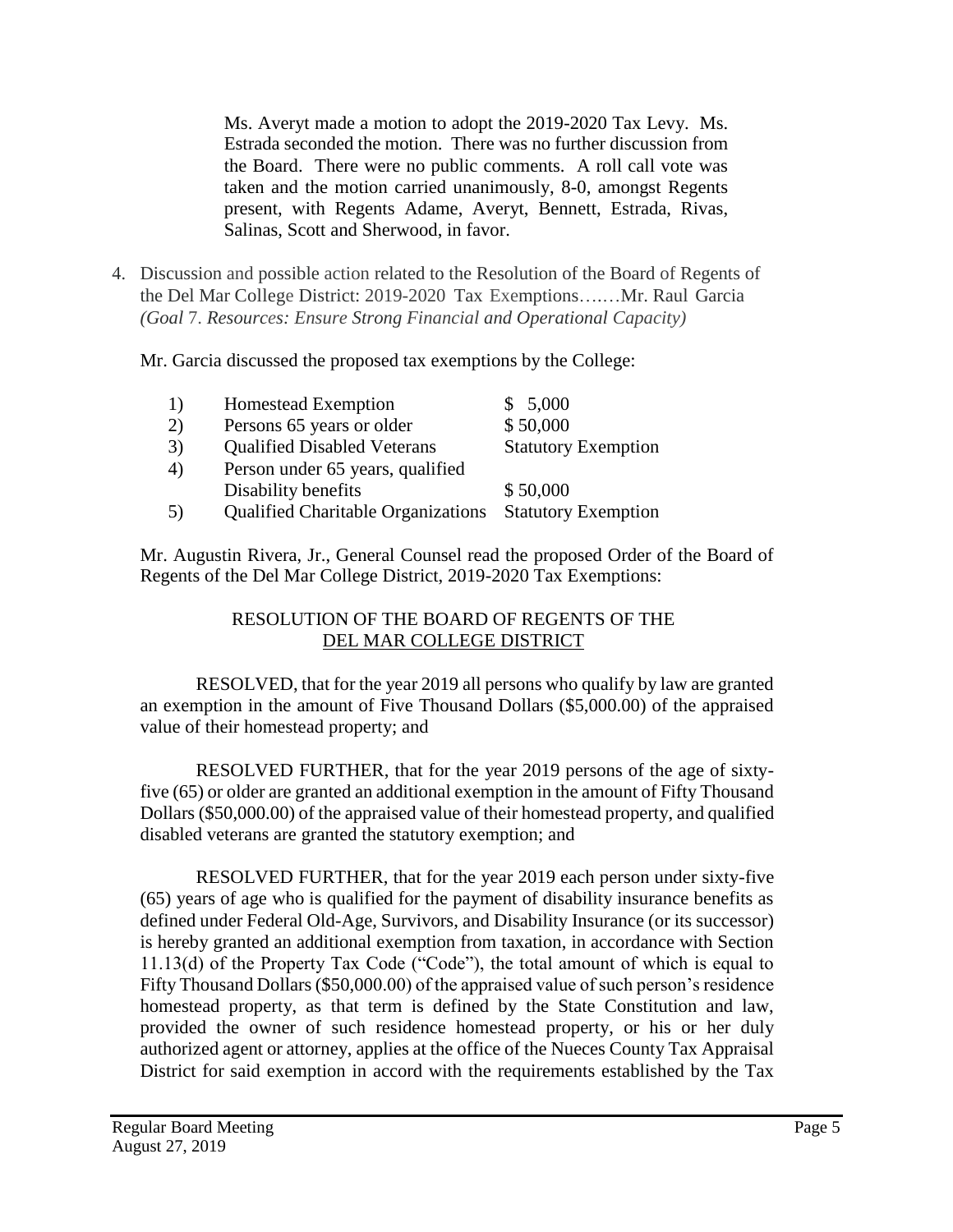Ms. Averyt made a motion to adopt the 2019-2020 Tax Levy. Ms. Estrada seconded the motion. There was no further discussion from the Board. There were no public comments. A roll call vote was taken and the motion carried unanimously, 8-0, amongst Regents present, with Regents Adame, Averyt, Bennett, Estrada, Rivas, Salinas, Scott and Sherwood, in favor.

4. Discussion and possible action related to the Resolution of the Board of Regents of the Del Mar College District: 2019-2020 Tax Exemptions…..…Mr. Raul Garcia *(Goal 7. Resources: Ensure Strong Financial and Operational Capacity)*

Mr. Garcia discussed the proposed tax exemptions by the College:

| | | |
|---|---|---|
| 1) | Homestead Exemption | $ 5,000 |
| 2) | Persons 65 years or older | $ 50,000 |
| 3) | Qualified Disabled Veterans | Statutory Exemption |
| 4) | Person under 65 years, qualified Disability benefits | $ 50,000 |
| 5) | Qualified Charitable Organizations | Statutory Exemption |

Mr. Augustin Rivera, Jr., General Counsel read the proposed Order of the Board of Regents of the Del Mar College District, 2019-2020 Tax Exemptions:

RESOLUTION OF THE BOARD OF REGENTS OF THE
DEL MAR COLLEGE DISTRICT

RESOLVED, that for the year 2019 all persons who qualify by law are granted an exemption in the amount of Five Thousand Dollars ($5,000.00) of the appraised value of their homestead property; and

RESOLVED FURTHER, that for the year 2019 persons of the age of sixty-five (65) or older are granted an additional exemption in the amount of Fifty Thousand Dollars ($50,000.00) of the appraised value of their homestead property, and qualified disabled veterans are granted the statutory exemption; and

RESOLVED FURTHER, that for the year 2019 each person under sixty-five (65) years of age who is qualified for the payment of disability insurance benefits as defined under Federal Old-Age, Survivors, and Disability Insurance (or its successor) is hereby granted an additional exemption from taxation, in accordance with Section 11.13(d) of the Property Tax Code ("Code"), the total amount of which is equal to Fifty Thousand Dollars ($50,000.00) of the appraised value of such person's residence homestead property, as that term is defined by the State Constitution and law, provided the owner of such residence homestead property, or his or her duly authorized agent or attorney, applies at the office of the Nueces County Tax Appraisal District for said exemption in accord with the requirements established by the Tax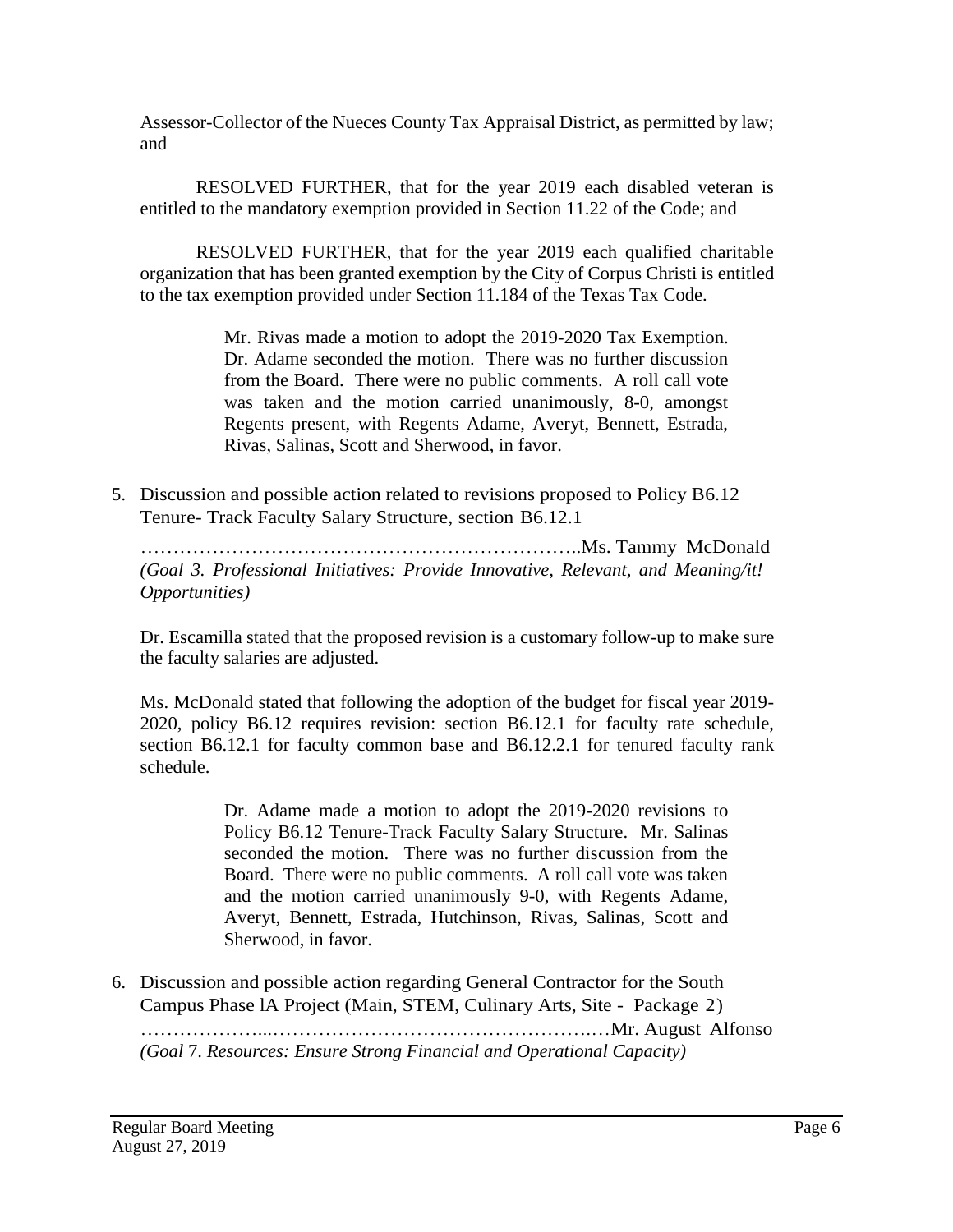Assessor-Collector of the Nueces County Tax Appraisal District, as permitted by law; and

RESOLVED FURTHER, that for the year 2019 each disabled veteran is entitled to the mandatory exemption provided in Section 11.22 of the Code; and

RESOLVED FURTHER, that for the year 2019 each qualified charitable organization that has been granted exemption by the City of Corpus Christi is entitled to the tax exemption provided under Section 11.184 of the Texas Tax Code.

> Mr. Rivas made a motion to adopt the 2019-2020 Tax Exemption. Dr. Adame seconded the motion. There was no further discussion from the Board. There were no public comments. A roll call vote was taken and the motion carried unanimously, 8-0, amongst Regents present, with Regents Adame, Averyt, Bennett, Estrada, Rivas, Salinas, Scott and Sherwood, in favor.

5. Discussion and possible action related to revisions proposed to Policy B6.12 Tenure- Track Faculty Salary Structure, section B6.12.1

   ………………………………………………………..Ms. Tammy McDonald
   *(Goal 3. Professional Initiatives: Provide Innovative, Relevant, and Meaning/it! Opportunities)*

   Dr. Escamilla stated that the proposed revision is a customary follow-up to make sure the faculty salaries are adjusted.

   Ms. McDonald stated that following the adoption of the budget for fiscal year 2019-2020, policy B6.12 requires revision: section B6.12.1 for faculty rate schedule, section B6.12.1 for faculty common base and B6.12.2.1 for tenured faculty rank schedule.

   > Dr. Adame made a motion to adopt the 2019-2020 revisions to Policy B6.12 Tenure-Track Faculty Salary Structure. Mr. Salinas seconded the motion. There was no further discussion from the Board. There were no public comments. A roll call vote was taken and the motion carried unanimously 9-0, with Regents Adame, Averyt, Bennett, Estrada, Hutchinson, Rivas, Salinas, Scott and Sherwood, in favor.

6. Discussion and possible action regarding General Contractor for the South Campus Phase lA Project (Main, STEM, Culinary Arts, Site - Package 2)

   ………………...…………………………………….…Mr. August Alfonso
   *(Goal 7. Resources: Ensure Strong Financial and Operational Capacity)*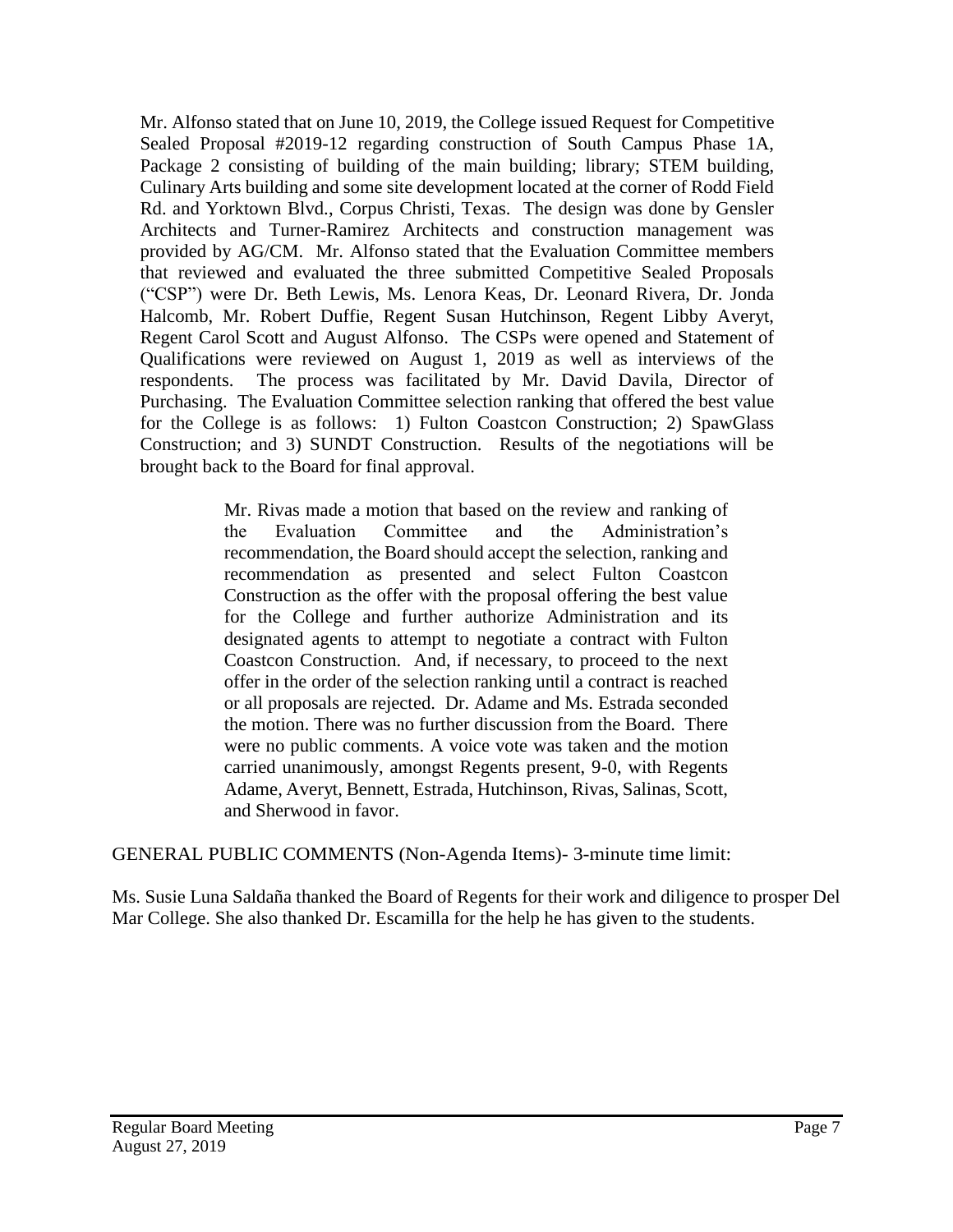Mr. Alfonso stated that on June 10, 2019, the College issued Request for Competitive Sealed Proposal #2019-12 regarding construction of South Campus Phase 1A, Package 2 consisting of building of the main building; library; STEM building, Culinary Arts building and some site development located at the corner of Rodd Field Rd. and Yorktown Blvd., Corpus Christi, Texas. The design was done by Gensler Architects and Turner-Ramirez Architects and construction management was provided by AG/CM. Mr. Alfonso stated that the Evaluation Committee members that reviewed and evaluated the three submitted Competitive Sealed Proposals ("CSP") were Dr. Beth Lewis, Ms. Lenora Keas, Dr. Leonard Rivera, Dr. Jonda Halcomb, Mr. Robert Duffie, Regent Susan Hutchinson, Regent Libby Averyt, Regent Carol Scott and August Alfonso. The CSPs were opened and Statement of Qualifications were reviewed on August 1, 2019 as well as interviews of the respondents. The process was facilitated by Mr. David Davila, Director of Purchasing. The Evaluation Committee selection ranking that offered the best value for the College is as follows: 1) Fulton Coastcon Construction; 2) SpawGlass Construction; and 3) SUNDT Construction. Results of the negotiations will be brought back to the Board for final approval.

> Mr. Rivas made a motion that based on the review and ranking of the Evaluation Committee and the Administration's recommendation, the Board should accept the selection, ranking and recommendation as presented and select Fulton Coastcon Construction as the offer with the proposal offering the best value for the College and further authorize Administration and its designated agents to attempt to negotiate a contract with Fulton Coastcon Construction. And, if necessary, to proceed to the next offer in the order of the selection ranking until a contract is reached or all proposals are rejected. Dr. Adame and Ms. Estrada seconded the motion. There was no further discussion from the Board. There were no public comments. A voice vote was taken and the motion carried unanimously, amongst Regents present, 9-0, with Regents Adame, Averyt, Bennett, Estrada, Hutchinson, Rivas, Salinas, Scott, and Sherwood in favor.

GENERAL PUBLIC COMMENTS (Non-Agenda Items)- 3-minute time limit:

Ms. Susie Luna Saldaña thanked the Board of Regents for their work and diligence to prosper Del Mar College. She also thanked Dr. Escamilla for the help he has given to the students.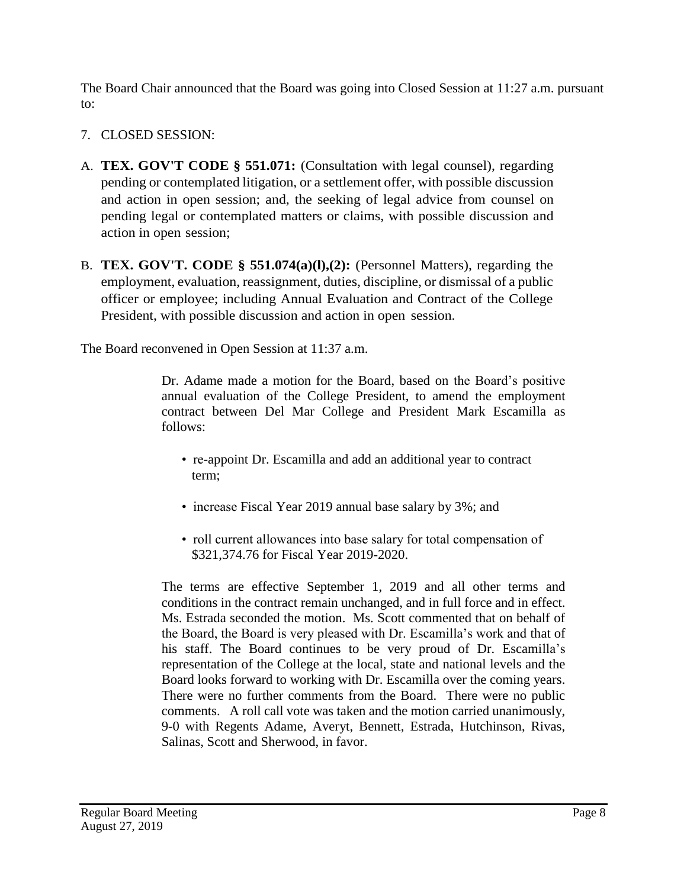The Board Chair announced that the Board was going into Closed Session at 11:27 a.m. pursuant to:

7. CLOSED SESSION:

A. **TEX. GOV'T CODE § 551.071:** (Consultation with legal counsel), regarding pending or contemplated litigation, or a settlement offer, with possible discussion and action in open session; and, the seeking of legal advice from counsel on pending legal or contemplated matters or claims, with possible discussion and action in open session;

B. **TEX. GOV'T. CODE § 551.074(a)(l),(2):** (Personnel Matters), regarding the employment, evaluation, reassignment, duties, discipline, or dismissal of a public officer or employee; including Annual Evaluation and Contract of the College President, with possible discussion and action in open session.

The Board reconvened in Open Session at 11:37 a.m.

Dr. Adame made a motion for the Board, based on the Board's positive annual evaluation of the College President, to amend the employment contract between Del Mar College and President Mark Escamilla as follows:

- re-appoint Dr. Escamilla and add an additional year to contract term;
- increase Fiscal Year 2019 annual base salary by 3%; and
- roll current allowances into base salary for total compensation of $321,374.76 for Fiscal Year 2019-2020.

The terms are effective September 1, 2019 and all other terms and conditions in the contract remain unchanged, and in full force and in effect. Ms. Estrada seconded the motion. Ms. Scott commented that on behalf of the Board, the Board is very pleased with Dr. Escamilla's work and that of his staff. The Board continues to be very proud of Dr. Escamilla's representation of the College at the local, state and national levels and the Board looks forward to working with Dr. Escamilla over the coming years. There were no further comments from the Board. There were no public comments. A roll call vote was taken and the motion carried unanimously, 9-0 with Regents Adame, Averyt, Bennett, Estrada, Hutchinson, Rivas, Salinas, Scott and Sherwood, in favor.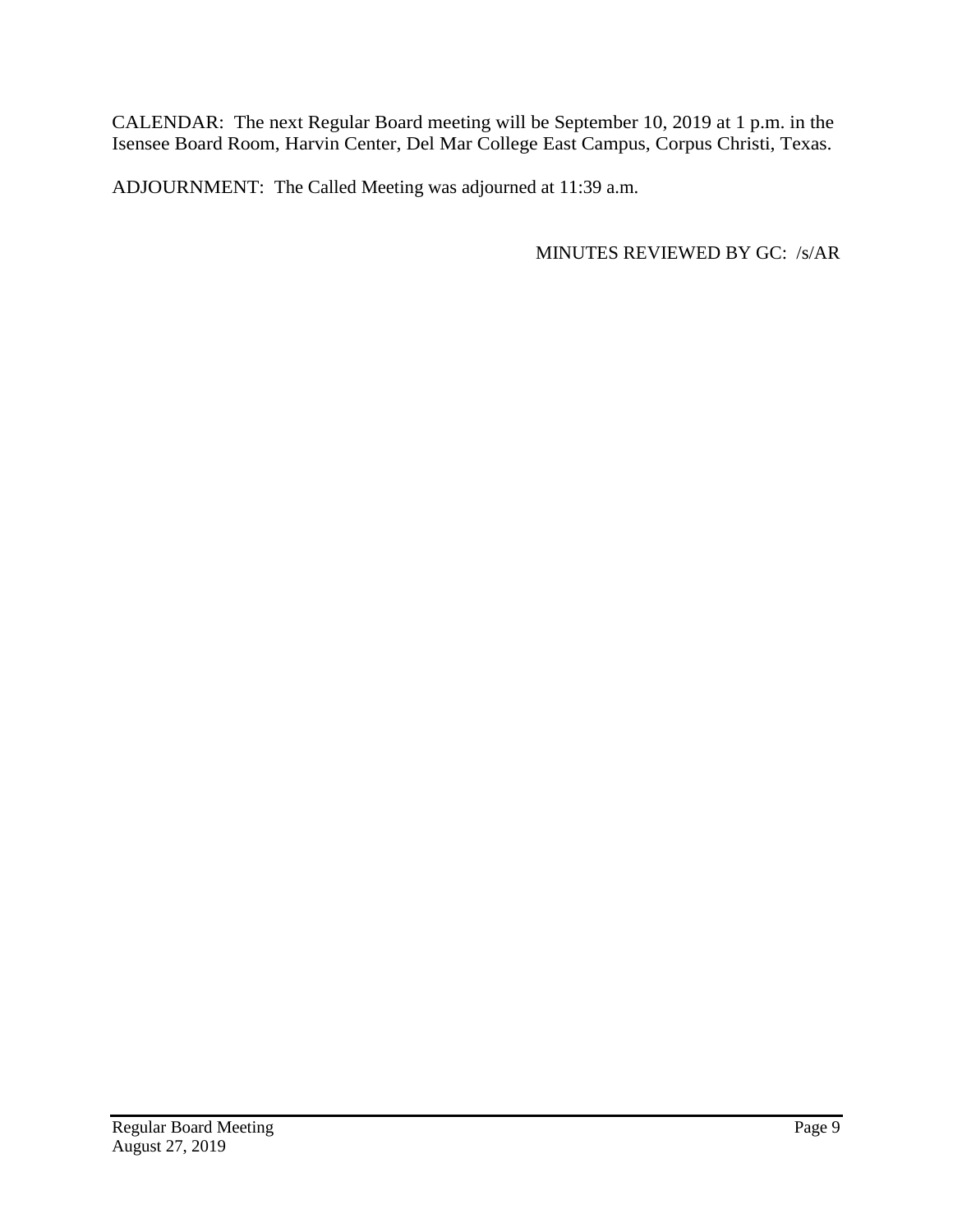CALENDAR: The next Regular Board meeting will be September 10, 2019 at 1 p.m. in the Isensee Board Room, Harvin Center, Del Mar College East Campus, Corpus Christi, Texas.

ADJOURNMENT: The Called Meeting was adjourned at 11:39 a.m.

MINUTES REVIEWED BY GC: /s/AR